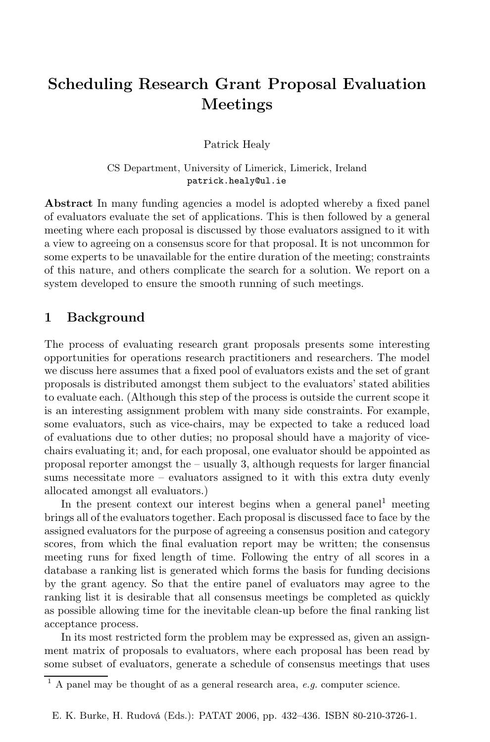# Scheduling Research Grant Proposal Evaluation Meetings

Patrick Healy

CS Department, University of Limerick, Limerick, Ireland
patrick.healy@ul.ie

**Abstract** In many funding agencies a model is adopted whereby a fixed panel of evaluators evaluate the set of applications. This is then followed by a general meeting where each proposal is discussed by those evaluators assigned to it with a view to agreeing on a consensus score for that proposal. It is not uncommon for some experts to be unavailable for the entire duration of the meeting; constraints of this nature, and others complicate the search for a solution. We report on a system developed to ensure the smooth running of such meetings.

## 1 Background

The process of evaluating research grant proposals presents some interesting opportunities for operations research practitioners and researchers. The model we discuss here assumes that a fixed pool of evaluators exists and the set of grant proposals is distributed amongst them subject to the evaluators' stated abilities to evaluate each. (Although this step of the process is outside the current scope it is an interesting assignment problem with many side constraints. For example, some evaluators, such as vice-chairs, may be expected to take a reduced load of evaluations due to other duties; no proposal should have a majority of vice-chairs evaluating it; and, for each proposal, one evaluator should be appointed as proposal reporter amongst the – usually 3, although requests for larger financial sums necessitate more – evaluators assigned to it with this extra duty evenly allocated amongst all evaluators.)

In the present context our interest begins when a general panel[1] meeting brings all of the evaluators together. Each proposal is discussed face to face by the assigned evaluators for the purpose of agreeing a consensus position and category scores, from which the final evaluation report may be written; the consensus meeting runs for fixed length of time. Following the entry of all scores in a database a ranking list is generated which forms the basis for funding decisions by the grant agency. So that the entire panel of evaluators may agree to the ranking list it is desirable that all consensus meetings be completed as quickly as possible allowing time for the inevitable clean-up before the final ranking list acceptance process.

In its most restricted form the problem may be expressed as, given an assignment matrix of proposals to evaluators, where each proposal has been read by some subset of evaluators, generate a schedule of consensus meetings that uses

[1] A panel may be thought of as a general research area, *e.g.* computer science.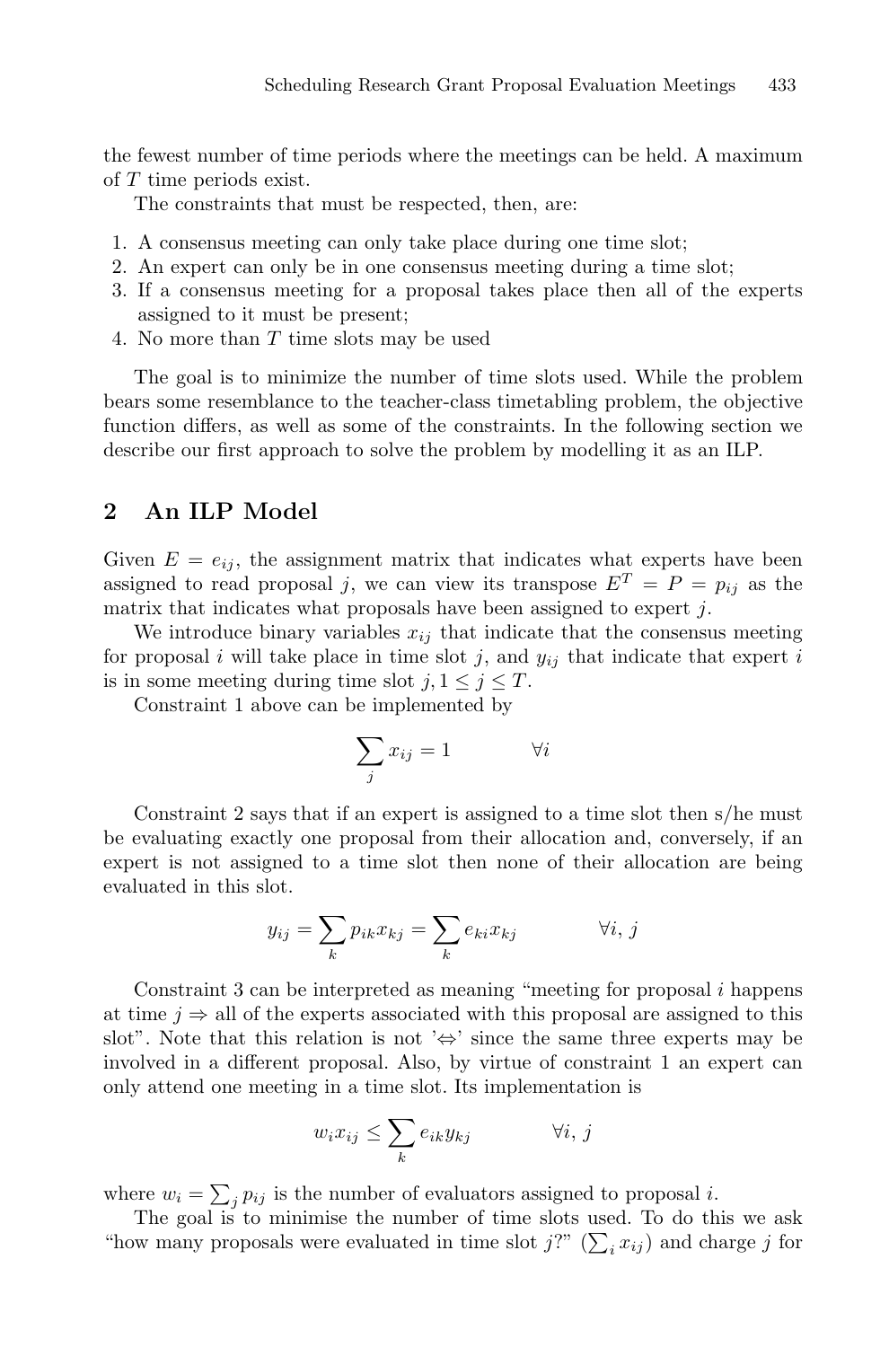the fewest number of time periods where the meetings can be held. A maximum of $T$ time periods exist.

The constraints that must be respected, then, are:

1. A consensus meeting can only take place during one time slot;
2. An expert can only be in one consensus meeting during a time slot;
3. If a consensus meeting for a proposal takes place then all of the experts assigned to it must be present;
4. No more than $T$ time slots may be used

The goal is to minimize the number of time slots used. While the problem bears some resemblance to the teacher-class timetabling problem, the objective function differs, as well as some of the constraints. In the following section we describe our first approach to solve the problem by modelling it as an ILP.

## 2 An ILP Model

Given $E = e_{ij}$, the assignment matrix that indicates what experts have been assigned to read proposal $j$, we can view its transpose $E^T = P = p_{ij}$ as the matrix that indicates what proposals have been assigned to expert $j$.

We introduce binary variables $x_{ij}$ that indicate that the consensus meeting for proposal $i$ will take place in time slot $j$, and $y_{ij}$ that indicate that expert $i$ is in some meeting during time slot $j, 1 \leq j \leq T$.

Constraint 1 above can be implemented by

$$\sum_j x_{ij} = 1 \qquad \forall i$$

Constraint 2 says that if an expert is assigned to a time slot then s/he must be evaluating exactly one proposal from their allocation and, conversely, if an expert is not assigned to a time slot then none of their allocation are being evaluated in this slot.

$$y_{ij} = \sum_k p_{ik} x_{kj} = \sum_k e_{ki} x_{kj} \qquad \forall i,\, j$$

Constraint 3 can be interpreted as meaning "meeting for proposal $i$ happens at time $j \Rightarrow$ all of the experts associated with this proposal are assigned to this slot". Note that this relation is not '$\Leftrightarrow$' since the same three experts may be involved in a different proposal. Also, by virtue of constraint 1 an expert can only attend one meeting in a time slot. Its implementation is

$$w_i x_{ij} \leq \sum_k e_{ik} y_{kj} \qquad \forall i,\, j$$

where $w_i = \sum_j p_{ij}$ is the number of evaluators assigned to proposal $i$.

The goal is to minimise the number of time slots used. To do this we ask "how many proposals were evaluated in time slot $j$?" ($\sum_i x_{ij}$) and charge $j$ for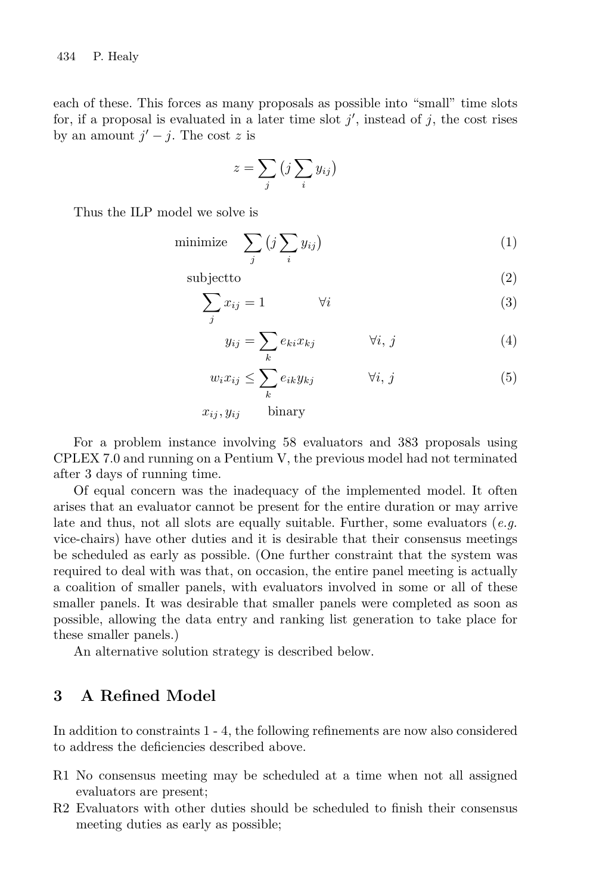each of these. This forces as many proposals as possible into "small" time slots for, if a proposal is evaluated in a later time slot $j'$, instead of $j$, the cost rises by an amount $j' - j$. The cost $z$ is

$$z = \sum_j \left( j \sum_i y_{ij} \right)$$

Thus the ILP model we solve is

$$\text{minimize} \quad \sum_j \left( j \sum_i y_{ij} \right) \tag{1}$$

$$\text{subjectto} \tag{2}$$

$$\sum_j x_{ij} = 1 \qquad \forall i \tag{3}$$

$$y_{ij} = \sum_k e_{ki} x_{kj} \qquad \forall i, j \tag{4}$$

$$w_i x_{ij} \leq \sum_k e_{ik} y_{kj} \qquad \forall i, j \tag{5}$$

$$x_{ij}, y_{ij} \qquad \text{binary}$$

For a problem instance involving 58 evaluators and 383 proposals using CPLEX 7.0 and running on a Pentium V, the previous model had not terminated after 3 days of running time.

Of equal concern was the inadequacy of the implemented model. It often arises that an evaluator cannot be present for the entire duration or may arrive late and thus, not all slots are equally suitable. Further, some evaluators (*e.g.* vice-chairs) have other duties and it is desirable that their consensus meetings be scheduled as early as possible. (One further constraint that the system was required to deal with was that, on occasion, the entire panel meeting is actually a coalition of smaller panels, with evaluators involved in some or all of these smaller panels. It was desirable that smaller panels were completed as soon as possible, allowing the data entry and ranking list generation to take place for these smaller panels.)

An alternative solution strategy is described below.

## 3 A Refined Model

In addition to constraints 1 - 4, the following refinements are now also considered to address the deficiencies described above.

- R1 No consensus meeting may be scheduled at a time when not all assigned evaluators are present;
- R2 Evaluators with other duties should be scheduled to finish their consensus meeting duties as early as possible;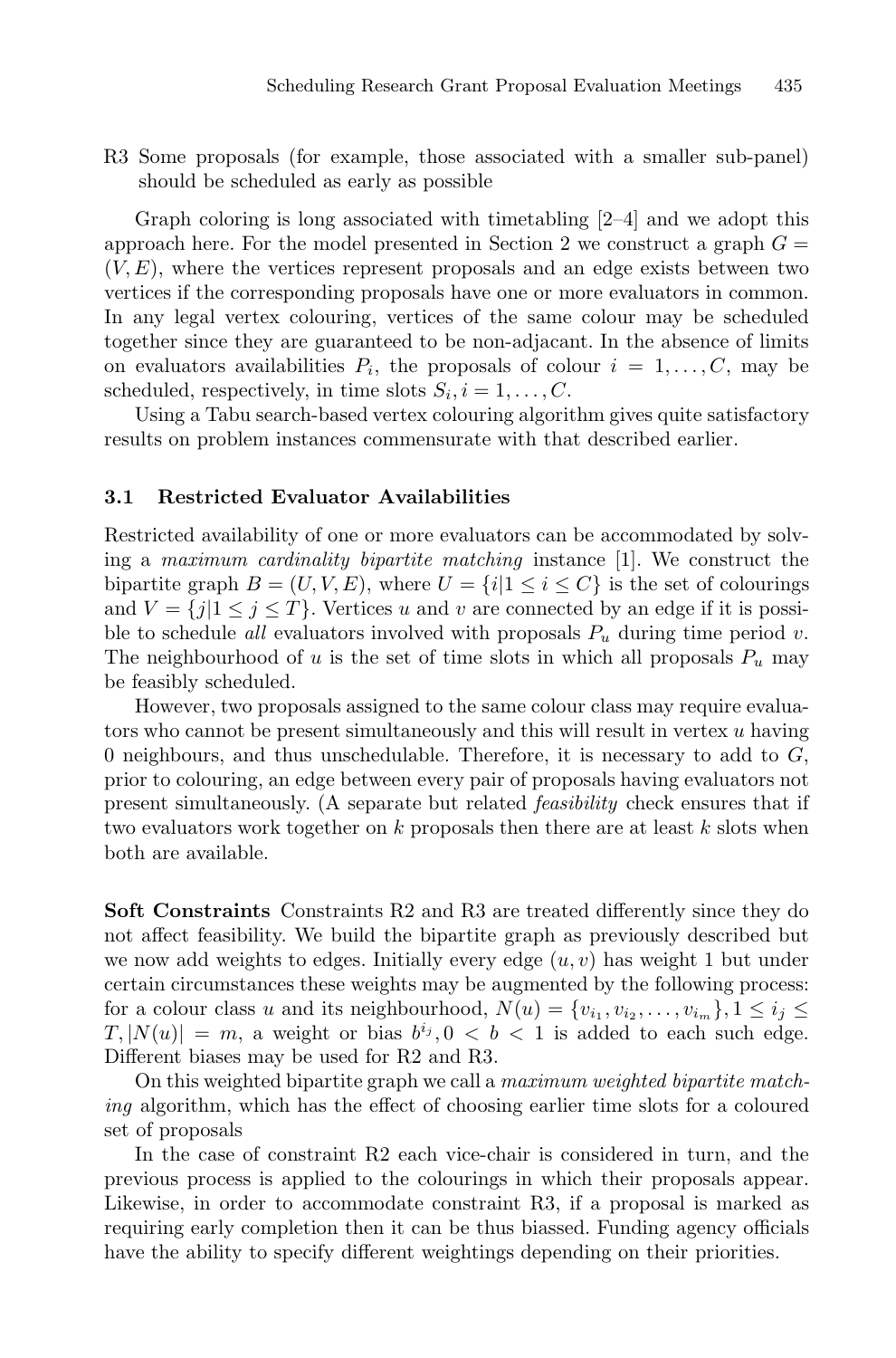R3 Some proposals (for example, those associated with a smaller sub-panel) should be scheduled as early as possible

Graph coloring is long associated with timetabling [2–4] and we adopt this approach here. For the model presented in Section 2 we construct a graph $G = (V, E)$, where the vertices represent proposals and an edge exists between two vertices if the corresponding proposals have one or more evaluators in common. In any legal vertex colouring, vertices of the same colour may be scheduled together since they are guaranteed to be non-adjacant. In the absence of limits on evaluators availabilities $P_i$, the proposals of colour $i = 1, \ldots, C$, may be scheduled, respectively, in time slots $S_i, i = 1, \ldots, C$.

Using a Tabu search-based vertex colouring algorithm gives quite satisfactory results on problem instances commensurate with that described earlier.

### 3.1 Restricted Evaluator Availabilities

Restricted availability of one or more evaluators can be accommodated by solving a *maximum cardinality bipartite matching* instance [1]. We construct the bipartite graph $B = (U, V, E)$, where $U = \{i | 1 \leq i \leq C\}$ is the set of colourings and $V = \{j | 1 \leq j \leq T\}$. Vertices $u$ and $v$ are connected by an edge if it is possible to schedule *all* evaluators involved with proposals $P_u$ during time period $v$. The neighbourhood of $u$ is the set of time slots in which all proposals $P_u$ may be feasibly scheduled.

However, two proposals assigned to the same colour class may require evaluators who cannot be present simultaneously and this will result in vertex $u$ having 0 neighbours, and thus unschedulable. Therefore, it is necessary to add to $G$, prior to colouring, an edge between every pair of proposals having evaluators not present simultaneously. (A separate but related *feasibility* check ensures that if two evaluators work together on $k$ proposals then there are at least $k$ slots when both are available.

**Soft Constraints** Constraints R2 and R3 are treated differently since they do not affect feasibility. We build the bipartite graph as previously described but we now add weights to edges. Initially every edge $(u, v)$ has weight 1 but under certain circumstances these weights may be augmented by the following process: for a colour class $u$ and its neighbourhood, $N(u) = \{v_{i_1}, v_{i_2}, \ldots, v_{i_m}\}, 1 \leq i_j \leq T, |N(u)| = m$, a weight or bias $b^{i_j}, 0 < b < 1$ is added to each such edge. Different biases may be used for R2 and R3.

On this weighted bipartite graph we call a *maximum weighted bipartite matching* algorithm, which has the effect of choosing earlier time slots for a coloured set of proposals

In the case of constraint R2 each vice-chair is considered in turn, and the previous process is applied to the colourings in which their proposals appear. Likewise, in order to accommodate constraint R3, if a proposal is marked as requiring early completion then it can be thus biassed. Funding agency officials have the ability to specify different weightings depending on their priorities.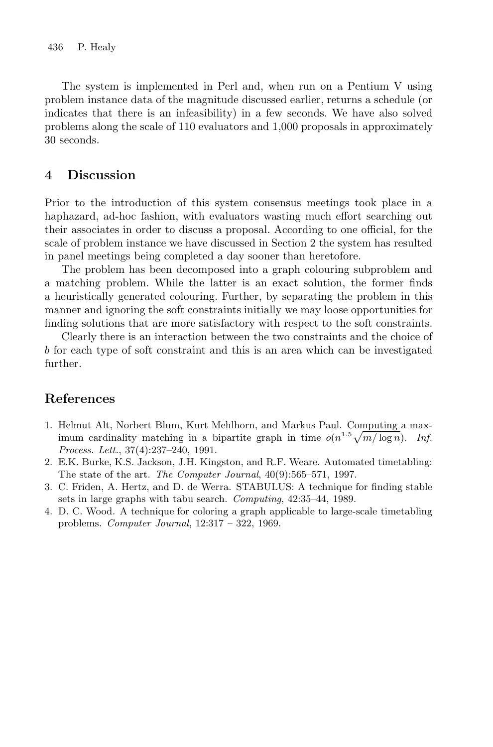The system is implemented in Perl and, when run on a Pentium V using problem instance data of the magnitude discussed earlier, returns a schedule (or indicates that there is an infeasibility) in a few seconds. We have also solved problems along the scale of 110 evaluators and 1,000 proposals in approximately 30 seconds.

## 4 Discussion

Prior to the introduction of this system consensus meetings took place in a haphazard, ad-hoc fashion, with evaluators wasting much effort searching out their associates in order to discuss a proposal. According to one official, for the scale of problem instance we have discussed in Section 2 the system has resulted in panel meetings being completed a day sooner than heretofore.

The problem has been decomposed into a graph colouring subproblem and a matching problem. While the latter is an exact solution, the former finds a heuristically generated colouring. Further, by separating the problem in this manner and ignoring the soft constraints initially we may loose opportunities for finding solutions that are more satisfactory with respect to the soft constraints.

Clearly there is an interaction between the two constraints and the choice of $b$ for each type of soft constraint and this is an area which can be investigated further.

## References

1. Helmut Alt, Norbert Blum, Kurt Mehlhorn, and Markus Paul. Computing a maximum cardinality matching in a bipartite graph in time $o(n^{1.5}\sqrt{m/\log n})$. *Inf. Process. Lett.*, 37(4):237–240, 1991.
2. E.K. Burke, K.S. Jackson, J.H. Kingston, and R.F. Weare. Automated timetabling: The state of the art. *The Computer Journal*, 40(9):565–571, 1997.
3. C. Friden, A. Hertz, and D. de Werra. STABULUS: A technique for finding stable sets in large graphs with tabu search. *Computing*, 42:35–44, 1989.
4. D. C. Wood. A technique for coloring a graph applicable to large-scale timetabling problems. *Computer Journal*, 12:317 – 322, 1969.